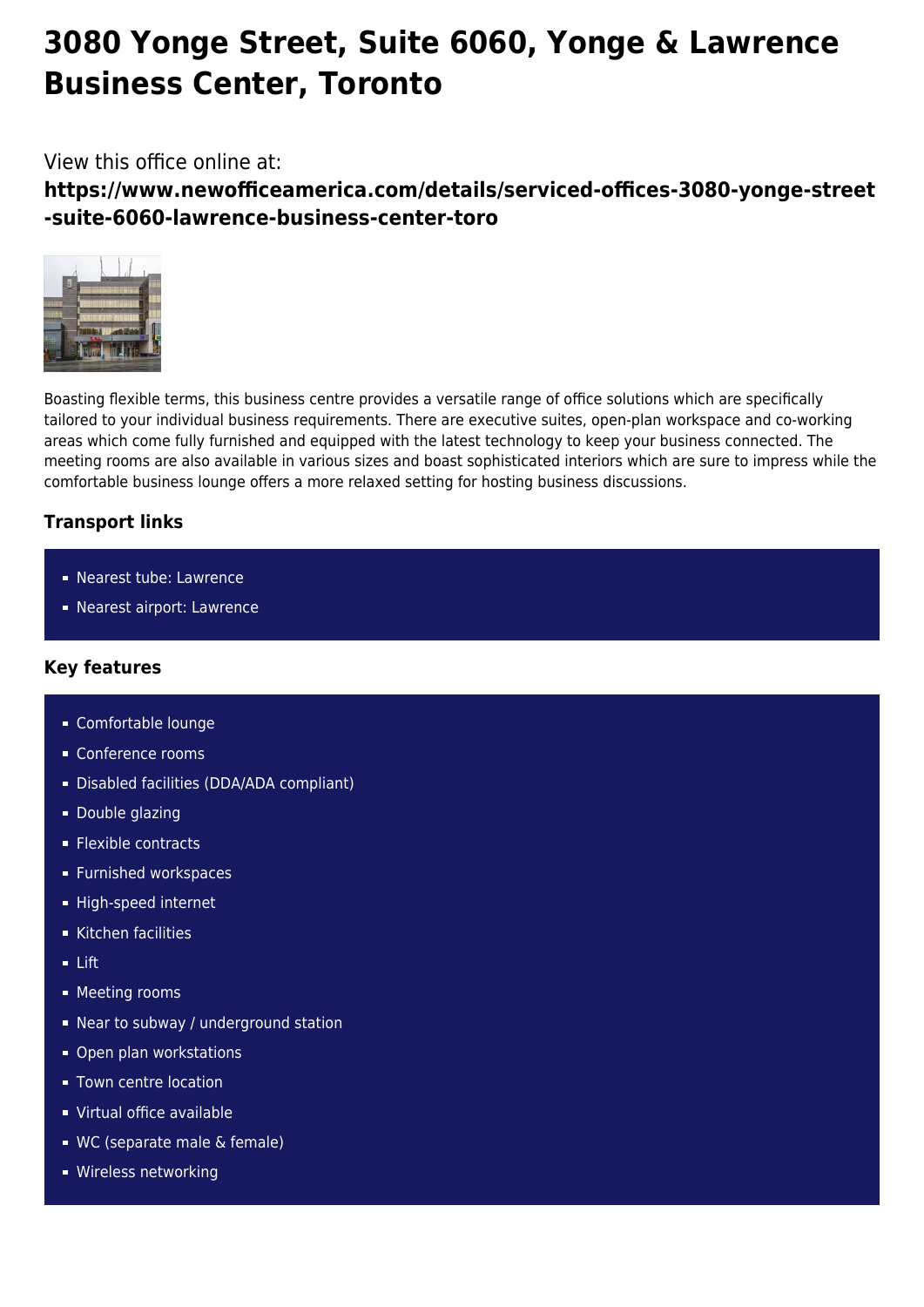# 3080 Yonge Street, Suite 6060, Yonge & Lawrence Business Center, Toronto

View this office online at:

**https://www.newofficeamerica.com/details/serviced-offices-3080-yonge-street-suite-6060-lawrence-business-center-toro**

Boasting flexible terms, this business centre provides a versatile range of office solutions which are specifically tailored to your individual business requirements. There are executive suites, open-plan workspace and co-working areas which come fully furnished and equipped with the latest technology to keep your business connected. The meeting rooms are also available in various sizes and boast sophisticated interiors which are sure to impress while the comfortable business lounge offers a more relaxed setting for hosting business discussions.

### Transport links

- Nearest tube: Lawrence
- Nearest airport: Lawrence

### Key features

- Comfortable lounge
- Conference rooms
- Disabled facilities (DDA/ADA compliant)
- Double glazing
- Flexible contracts
- Furnished workspaces
- High-speed internet
- Kitchen facilities
- Lift
- Meeting rooms
- Near to subway / underground station
- Open plan workstations
- Town centre location
- Virtual office available
- WC (separate male & female)
- Wireless networking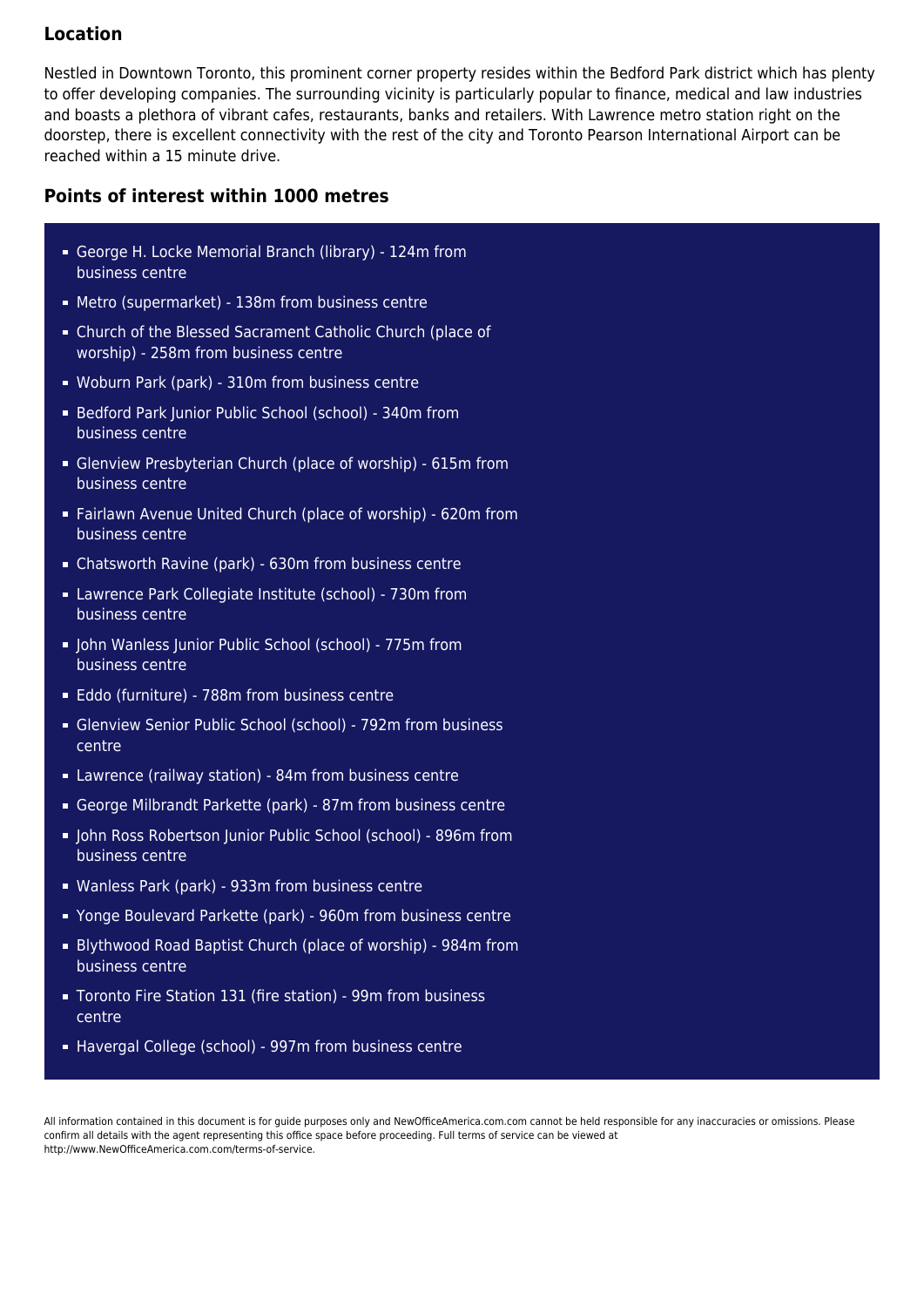## Location

Nestled in Downtown Toronto, this prominent corner property resides within the Bedford Park district which has plenty to offer developing companies. The surrounding vicinity is particularly popular to finance, medical and law industries and boasts a plethora of vibrant cafes, restaurants, banks and retailers. With Lawrence metro station right on the doorstep, there is excellent connectivity with the rest of the city and Toronto Pearson International Airport can be reached within a 15 minute drive.

## Points of interest within 1000 metres

- George H. Locke Memorial Branch (library) - 124m from business centre
- Metro (supermarket) - 138m from business centre
- Church of the Blessed Sacrament Catholic Church (place of worship) - 258m from business centre
- Woburn Park (park) - 310m from business centre
- Bedford Park Junior Public School (school) - 340m from business centre
- Glenview Presbyterian Church (place of worship) - 615m from business centre
- Fairlawn Avenue United Church (place of worship) - 620m from business centre
- Chatsworth Ravine (park) - 630m from business centre
- Lawrence Park Collegiate Institute (school) - 730m from business centre
- John Wanless Junior Public School (school) - 775m from business centre
- Eddo (furniture) - 788m from business centre
- Glenview Senior Public School (school) - 792m from business centre
- Lawrence (railway station) - 84m from business centre
- George Milbrandt Parkette (park) - 87m from business centre
- John Ross Robertson Junior Public School (school) - 896m from business centre
- Wanless Park (park) - 933m from business centre
- Yonge Boulevard Parkette (park) - 960m from business centre
- Blythwood Road Baptist Church (place of worship) - 984m from business centre
- Toronto Fire Station 131 (fire station) - 99m from business centre
- Havergal College (school) - 997m from business centre

All information contained in this document is for guide purposes only and NewOfficeAmerica.com.com cannot be held responsible for any inaccuracies or omissions. Please confirm all details with the agent representing this office space before proceeding. Full terms of service can be viewed at http://www.NewOfficeAmerica.com.com/terms-of-service.